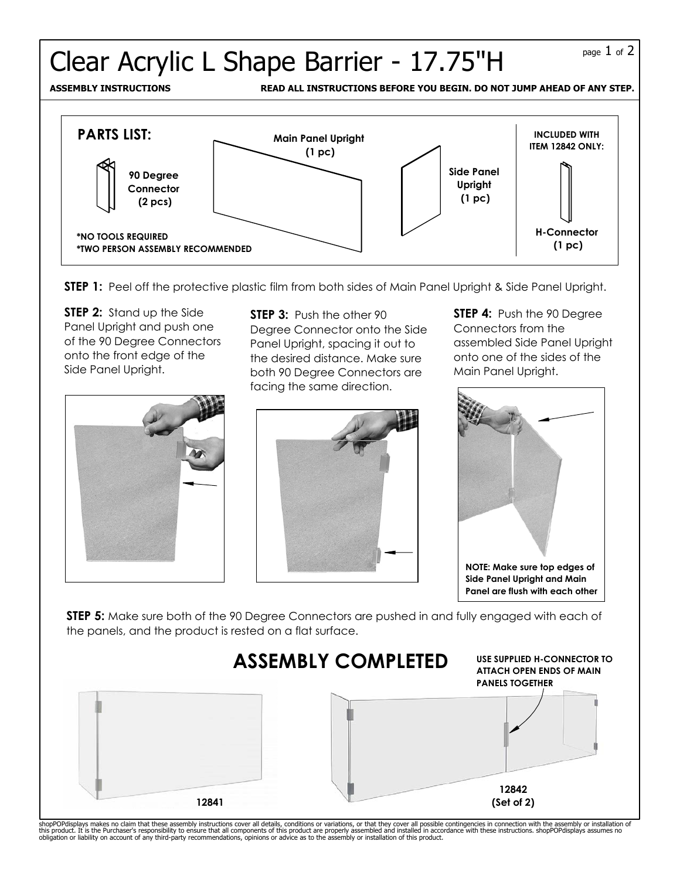# Clear Acrylic L Shape Barrier - 17.75"H

**ASSEMBLY INSTRUCTIONS** **READ ALL INSTRUCTIONS BEFORE YOU BEGIN. DO NOT JUMP AHEAD OF ANY STEP.**

## PARTS LIST:

- **90 Degree Connector (2 pcs)**
- **Main Panel Upright (1 pc)**
- **Side Panel Upright (1 pc)**

**INCLUDED WITH ITEM 12842 ONLY:**

- **H-Connector (1 pc)**

**\*NO TOOLS REQUIRED**
**\*TWO PERSON ASSEMBLY RECOMMENDED**

**STEP 1:** Peel off the protective plastic film from both sides of Main Panel Upright & Side Panel Upright.

**STEP 2:** Stand up the Side Panel Upright and push one of the 90 Degree Connectors onto the front edge of the Side Panel Upright.

**STEP 3:** Push the other 90 Degree Connector onto the Side Panel Upright, spacing it out to the desired distance. Make sure both 90 Degree Connectors are facing the same direction.

**STEP 4:** Push the 90 Degree Connectors from the assembled Side Panel Upright onto one of the sides of the Main Panel Upright.

**NOTE: Make sure top edges of Side Panel Upright and Main Panel are flush with each other**

**STEP 5:** Make sure both of the 90 Degree Connectors are pushed in and fully engaged with each of the panels, and the product is rested on a flat surface.

## ASSEMBLY COMPLETED

**USE SUPPLIED H-CONNECTOR TO ATTACH OPEN ENDS OF MAIN PANELS TOGETHER**

**12841**

**12842 (Set of 2)**

shopPOPdisplays makes no claim that these assembly instructions cover all details, conditions or variations, or that they cover all possible contingencies in connection with the assembly or installation of this product. It is the Purchaser's responsibility to ensure that all components of this product are properly assembled and installed in accordance with these instructions. shopPOPdisplays assumes no obligation or liability on account of any third-party recommendations, opinions or advice as to the assembly or installation of this product.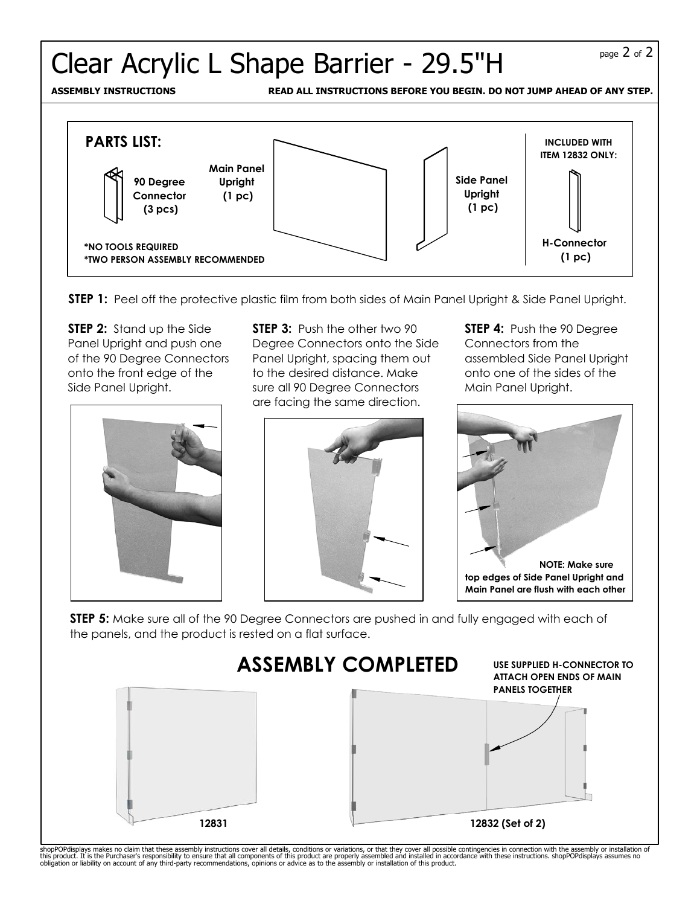# Clear Acrylic L Shape Barrier - 29.5"H

**ASSEMBLY INSTRUCTIONS** **READ ALL INSTRUCTIONS BEFORE YOU BEGIN. DO NOT JUMP AHEAD OF ANY STEP.**

## PARTS LIST:

**90 Degree Connector (3 pcs)**

**Main Panel Upright (1 pc)**

**Side Panel Upright (1 pc)**

**INCLUDED WITH ITEM 12832 ONLY:**

**H-Connector (1 pc)**

***NO TOOLS REQUIRED**
***TWO PERSON ASSEMBLY RECOMMENDED**

**STEP 1:** Peel off the protective plastic film from both sides of Main Panel Upright & Side Panel Upright.

**STEP 2:** Stand up the Side Panel Upright and push one of the 90 Degree Connectors onto the front edge of the Side Panel Upright.

**STEP 3:** Push the other two 90 Degree Connectors onto the Side Panel Upright, spacing them out to the desired distance. Make sure all 90 Degree Connectors are facing the same direction.

**STEP 4:** Push the 90 Degree Connectors from the assembled Side Panel Upright onto one of the sides of the Main Panel Upright.

**NOTE: Make sure top edges of Side Panel Upright and Main Panel are flush with each other**

**STEP 5:** Make sure all of the 90 Degree Connectors are pushed in and fully engaged with each of the panels, and the product is rested on a flat surface.

## ASSEMBLY COMPLETED

**USE SUPPLIED H-CONNECTOR TO ATTACH OPEN ENDS OF MAIN PANELS TOGETHER**

**12831**

**12832 (Set of 2)**

shopPOPdisplays makes no claim that these assembly instructions cover all details, conditions or variations, or that they cover all possible contingencies in connection with the assembly or installation of this product. It is the Purchaser's responsibility to ensure that all components of this product are properly assembled and installed in accordance with these instructions. shopPOPdisplays assumes no obligation or liability on account of any third-party recommendations, opinions or advice as to the assembly or installation of this product.